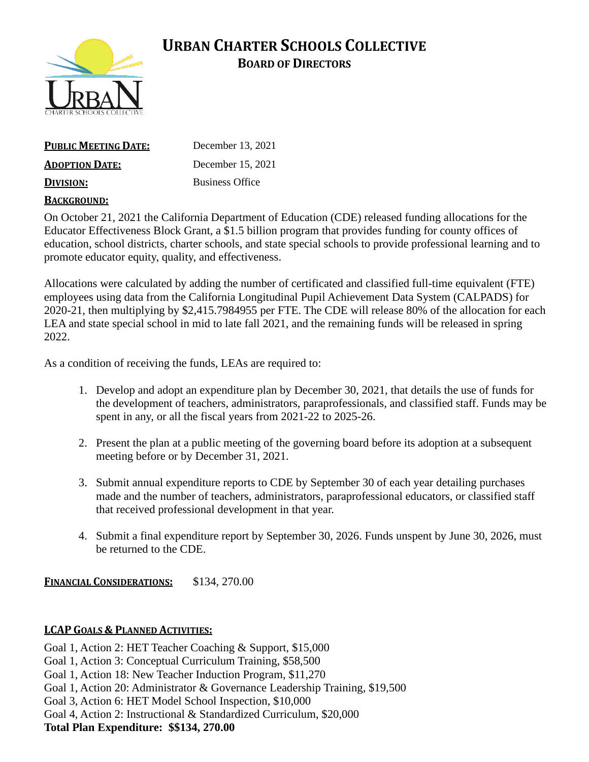# URBAN CHARTER SCHOOLS COLLECTIVE

## BOARD OF DIRECTORS

**PUBLIC MEETING DATE:** December 13, 2021

**ADOPTION DATE:** December 15, 2021

**DIVISION:** Business Office

**BACKGROUND:**

On October 21, 2021 the California Department of Education (CDE) released funding allocations for the Educator Effectiveness Block Grant, a $1.5 billion program that provides funding for county offices of education, school districts, charter schools, and state special schools to provide professional learning and to promote educator equity, quality, and effectiveness.

Allocations were calculated by adding the number of certificated and classified full-time equivalent (FTE) employees using data from the California Longitudinal Pupil Achievement Data System (CALPADS) for 2020-21, then multiplying by $2,415.7984955 per FTE. The CDE will release 80% of the allocation for each LEA and state special school in mid to late fall 2021, and the remaining funds will be released in spring 2022.

As a condition of receiving the funds, LEAs are required to:

1. Develop and adopt an expenditure plan by December 30, 2021, that details the use of funds for the development of teachers, administrators, paraprofessionals, and classified staff. Funds may be spent in any, or all the fiscal years from 2021-22 to 2025-26.

2. Present the plan at a public meeting of the governing board before its adoption at a subsequent meeting before or by December 31, 2021.

3. Submit annual expenditure reports to CDE by September 30 of each year detailing purchases made and the number of teachers, administrators, paraprofessional educators, or classified staff that received professional development in that year.

4. Submit a final expenditure report by September 30, 2026. Funds unspent by June 30, 2026, must be returned to the CDE.

**FINANCIAL CONSIDERATIONS:** $134, 270.00

**LCAP GOALS & PLANNED ACTIVITIES:**

Goal 1, Action 2: HET Teacher Coaching & Support, $15,000
Goal 1, Action 3: Conceptual Curriculum Training, $58,500
Goal 1, Action 18: New Teacher Induction Program, $11,270
Goal 1, Action 20: Administrator & Governance Leadership Training, $19,500
Goal 3, Action 6: HET Model School Inspection, $10,000
Goal 4, Action 2: Instructional & Standardized Curriculum, $20,000
**Total Plan Expenditure: $$134, 270.00**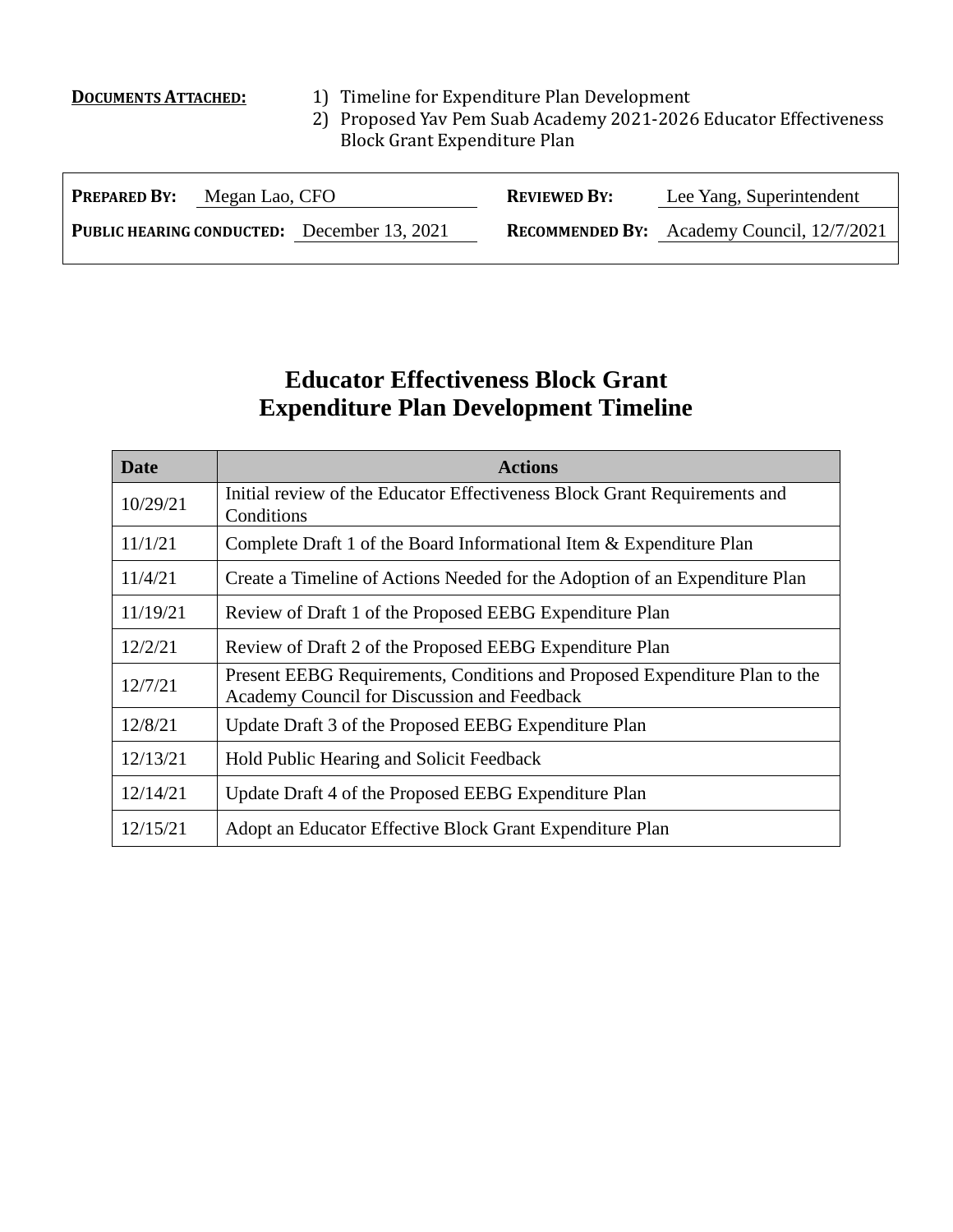**DOCUMENTS ATTACHED:**

1) Timeline for Expenditure Plan Development
2) Proposed Yav Pem Suab Academy 2021-2026 Educator Effectiveness Block Grant Expenditure Plan

| | | | |
|---|---|---|---|
| **PREPARED BY:** | Megan Lao, CFO | **REVIEWED BY:** | Lee Yang, Superintendent |
| **PUBLIC HEARING CONDUCTED:** | December 13, 2021 | **RECOMMENDED BY:** | Academy Council, 12/7/2021 |

# Educator Effectiveness Block Grant Expenditure Plan Development Timeline

| Date | Actions |
|---|---|
| 10/29/21 | Initial review of the Educator Effectiveness Block Grant Requirements and Conditions |
| 11/1/21 | Complete Draft 1 of the Board Informational Item & Expenditure Plan |
| 11/4/21 | Create a Timeline of Actions Needed for the Adoption of an Expenditure Plan |
| 11/19/21 | Review of Draft 1 of the Proposed EEBG Expenditure Plan |
| 12/2/21 | Review of Draft 2 of the Proposed EEBG Expenditure Plan |
| 12/7/21 | Present EEBG Requirements, Conditions and Proposed Expenditure Plan to the Academy Council for Discussion and Feedback |
| 12/8/21 | Update Draft 3 of the Proposed EEBG Expenditure Plan |
| 12/13/21 | Hold Public Hearing and Solicit Feedback |
| 12/14/21 | Update Draft 4 of the Proposed EEBG Expenditure Plan |
| 12/15/21 | Adopt an Educator Effective Block Grant Expenditure Plan |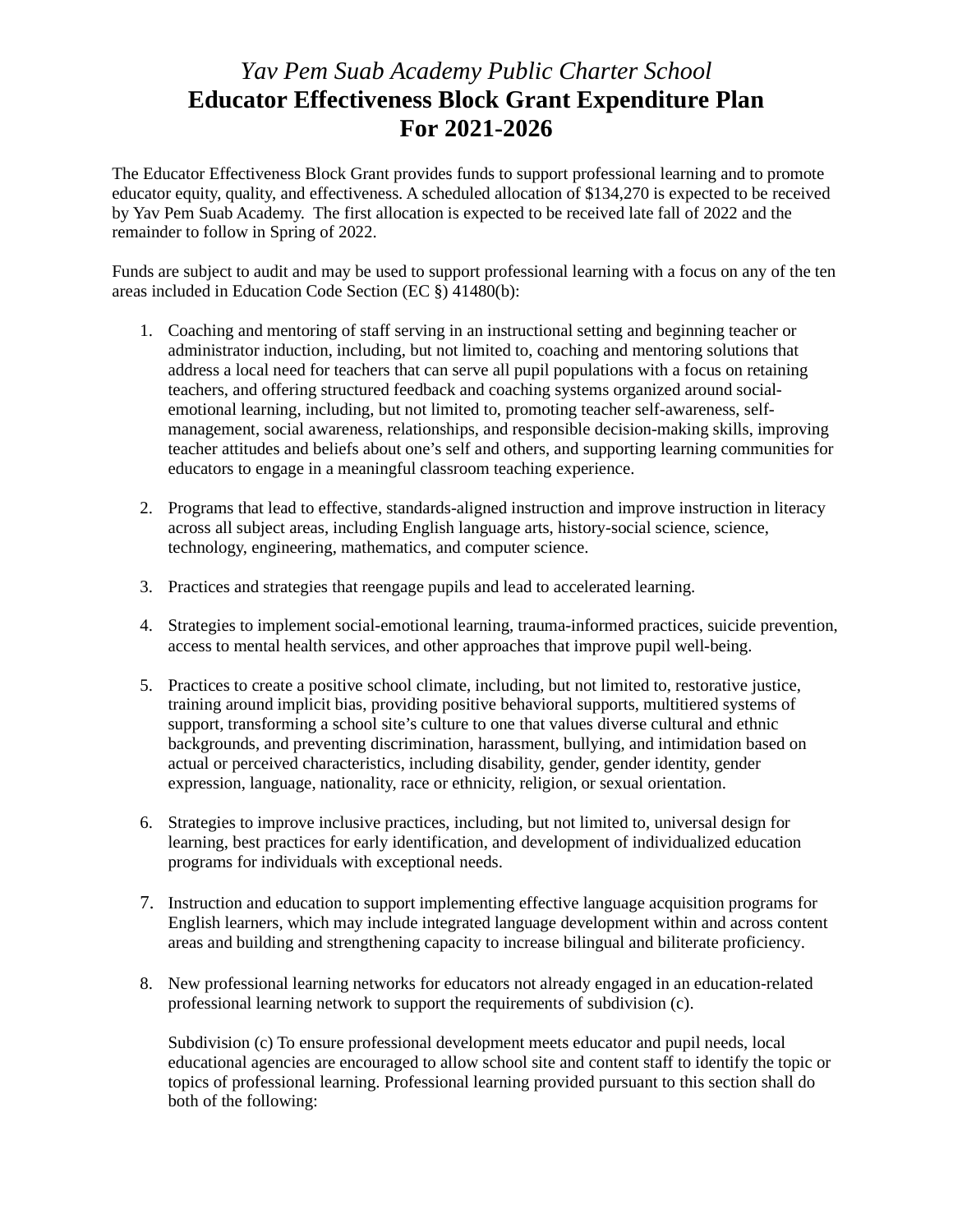# *Yav Pem Suab Academy Public Charter School*
# Educator Effectiveness Block Grant Expenditure Plan
# For 2021-2026

The Educator Effectiveness Block Grant provides funds to support professional learning and to promote educator equity, quality, and effectiveness. A scheduled allocation of $134,270 is expected to be received by Yav Pem Suab Academy. The first allocation is expected to be received late fall of 2022 and the remainder to follow in Spring of 2022.

Funds are subject to audit and may be used to support professional learning with a focus on any of the ten areas included in Education Code Section (EC §) 41480(b):

1. Coaching and mentoring of staff serving in an instructional setting and beginning teacher or administrator induction, including, but not limited to, coaching and mentoring solutions that address a local need for teachers that can serve all pupil populations with a focus on retaining teachers, and offering structured feedback and coaching systems organized around social-emotional learning, including, but not limited to, promoting teacher self-awareness, self-management, social awareness, relationships, and responsible decision-making skills, improving teacher attitudes and beliefs about one's self and others, and supporting learning communities for educators to engage in a meaningful classroom teaching experience.

2. Programs that lead to effective, standards-aligned instruction and improve instruction in literacy across all subject areas, including English language arts, history-social science, science, technology, engineering, mathematics, and computer science.

3. Practices and strategies that reengage pupils and lead to accelerated learning.

4. Strategies to implement social-emotional learning, trauma-informed practices, suicide prevention, access to mental health services, and other approaches that improve pupil well-being.

5. Practices to create a positive school climate, including, but not limited to, restorative justice, training around implicit bias, providing positive behavioral supports, multitiered systems of support, transforming a school site's culture to one that values diverse cultural and ethnic backgrounds, and preventing discrimination, harassment, bullying, and intimidation based on actual or perceived characteristics, including disability, gender, gender identity, gender expression, language, nationality, race or ethnicity, religion, or sexual orientation.

6. Strategies to improve inclusive practices, including, but not limited to, universal design for learning, best practices for early identification, and development of individualized education programs for individuals with exceptional needs.

7. Instruction and education to support implementing effective language acquisition programs for English learners, which may include integrated language development within and across content areas and building and strengthening capacity to increase bilingual and biliterate proficiency.

8. New professional learning networks for educators not already engaged in an education-related professional learning network to support the requirements of subdivision (c).

   Subdivision (c) To ensure professional development meets educator and pupil needs, local educational agencies are encouraged to allow school site and content staff to identify the topic or topics of professional learning. Professional learning provided pursuant to this section shall do both of the following: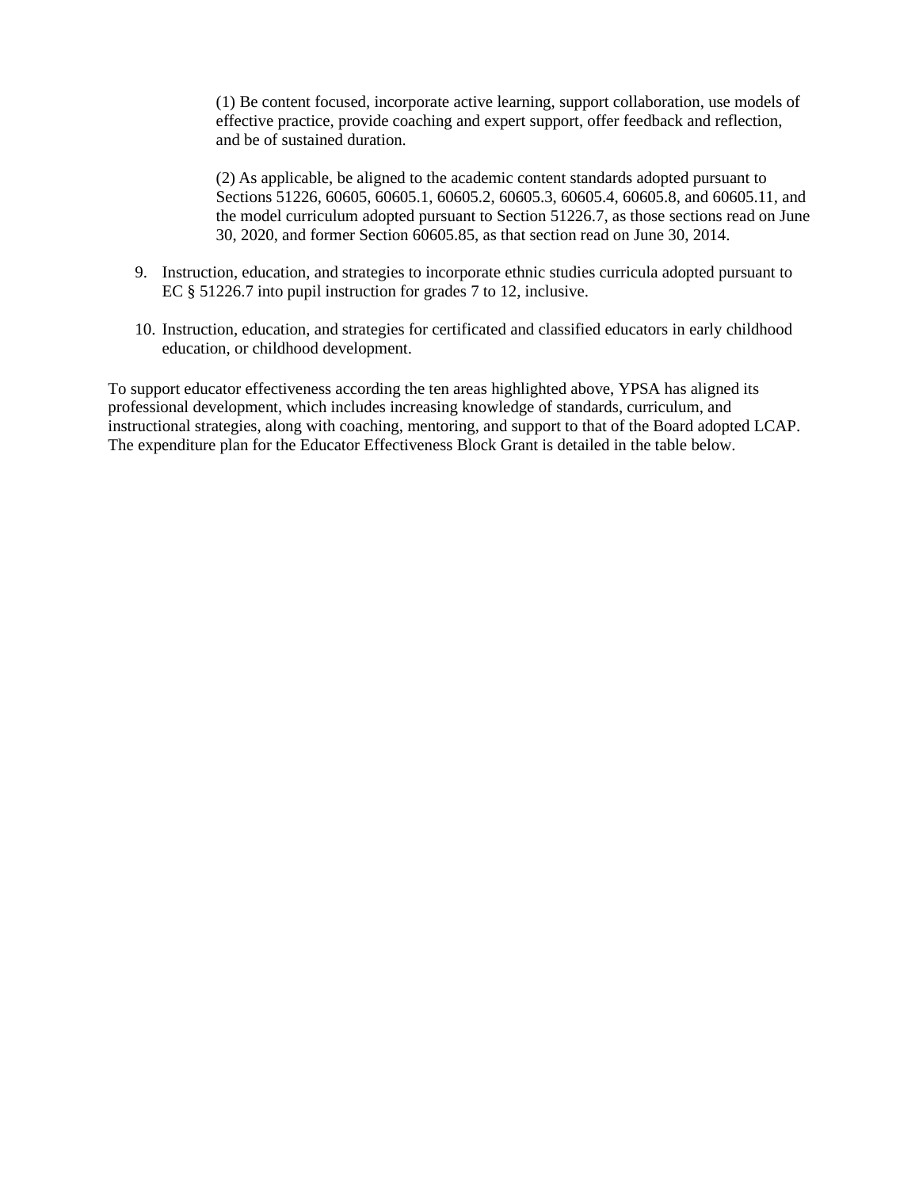(1) Be content focused, incorporate active learning, support collaboration, use models of effective practice, provide coaching and expert support, offer feedback and reflection, and be of sustained duration.

(2) As applicable, be aligned to the academic content standards adopted pursuant to Sections 51226, 60605, 60605.1, 60605.2, 60605.3, 60605.4, 60605.8, and 60605.11, and the model curriculum adopted pursuant to Section 51226.7, as those sections read on June 30, 2020, and former Section 60605.85, as that section read on June 30, 2014.

9. Instruction, education, and strategies to incorporate ethnic studies curricula adopted pursuant to EC § 51226.7 into pupil instruction for grades 7 to 12, inclusive.

10. Instruction, education, and strategies for certificated and classified educators in early childhood education, or childhood development.

To support educator effectiveness according the ten areas highlighted above, YPSA has aligned its professional development, which includes increasing knowledge of standards, curriculum, and instructional strategies, along with coaching, mentoring, and support to that of the Board adopted LCAP. The expenditure plan for the Educator Effectiveness Block Grant is detailed in the table below.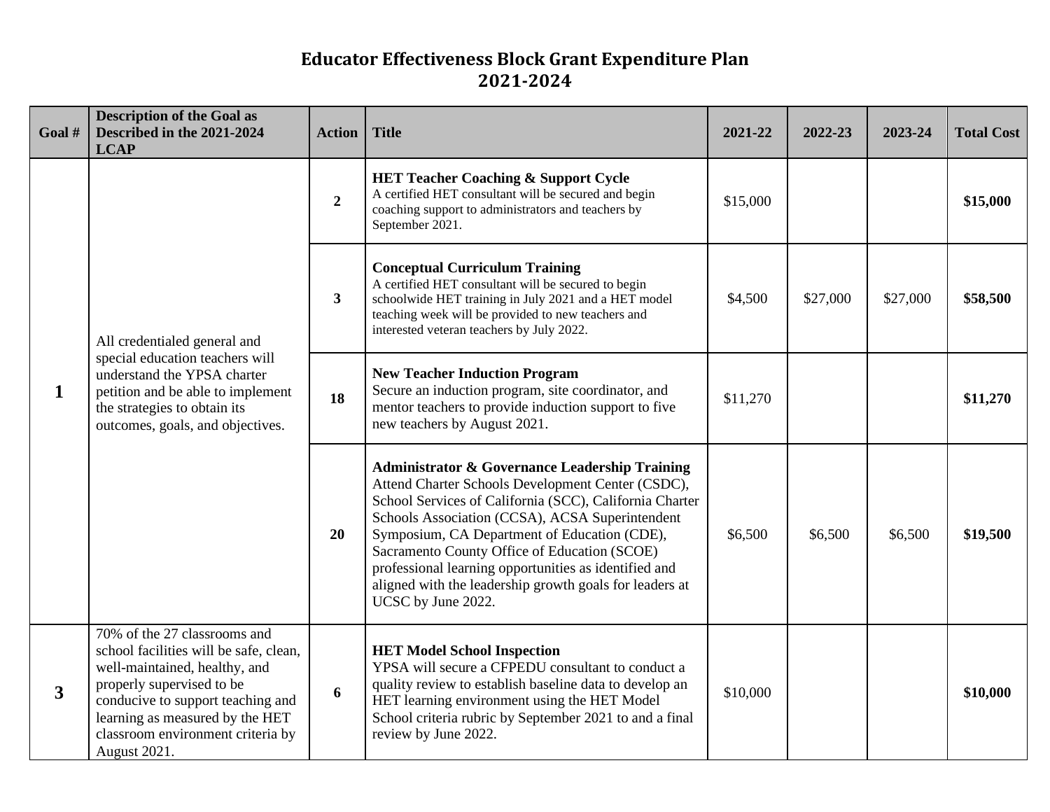# Educator Effectiveness Block Grant Expenditure Plan
## 2021-2024

| Goal # | Description of the Goal as Described in the 2021-2024 LCAP | Action | Title | 2021-22 | 2022-23 | 2023-24 | Total Cost |
|---|---|---|---|---|---|---|---|
| **1** | All credentialed general and special education teachers will understand the YPSA charter petition and be able to implement the strategies to obtain its outcomes, goals, and objectives. | **2** | **HET Teacher Coaching & Support Cycle** A certified HET consultant will be secured and begin coaching support to administrators and teachers by September 2021. | $15,000 | | | **$15,000** |
| | | **3** | **Conceptual Curriculum Training** A certified HET consultant will be secured to begin schoolwide HET training in July 2021 and a HET model teaching week will be provided to new teachers and interested veteran teachers by July 2022. | $4,500 | $27,000 | $27,000 | **$58,500** |
| | | **18** | **New Teacher Induction Program** Secure an induction program, site coordinator, and mentor teachers to provide induction support to five new teachers by August 2021. | $11,270 | | | **$11,270** |
| | | **20** | **Administrator & Governance Leadership Training** Attend Charter Schools Development Center (CSDC), School Services of California (SCC), California Charter Schools Association (CCSA), ACSA Superintendent Symposium, CA Department of Education (CDE), Sacramento County Office of Education (SCOE) professional learning opportunities as identified and aligned with the leadership growth goals for leaders at UCSC by June 2022. | $6,500 | $6,500 | $6,500 | **$19,500** |
| **3** | 70% of the 27 classrooms and school facilities will be safe, clean, well-maintained, healthy, and properly supervised to be conducive to support teaching and learning as measured by the HET classroom environment criteria by August 2021. | **6** | **HET Model School Inspection** YPSA will secure a CFPEDU consultant to conduct a quality review to establish baseline data to develop an HET learning environment using the HET Model School criteria rubric by September 2021 to and a final review by June 2022. | $10,000 | | | **$10,000** |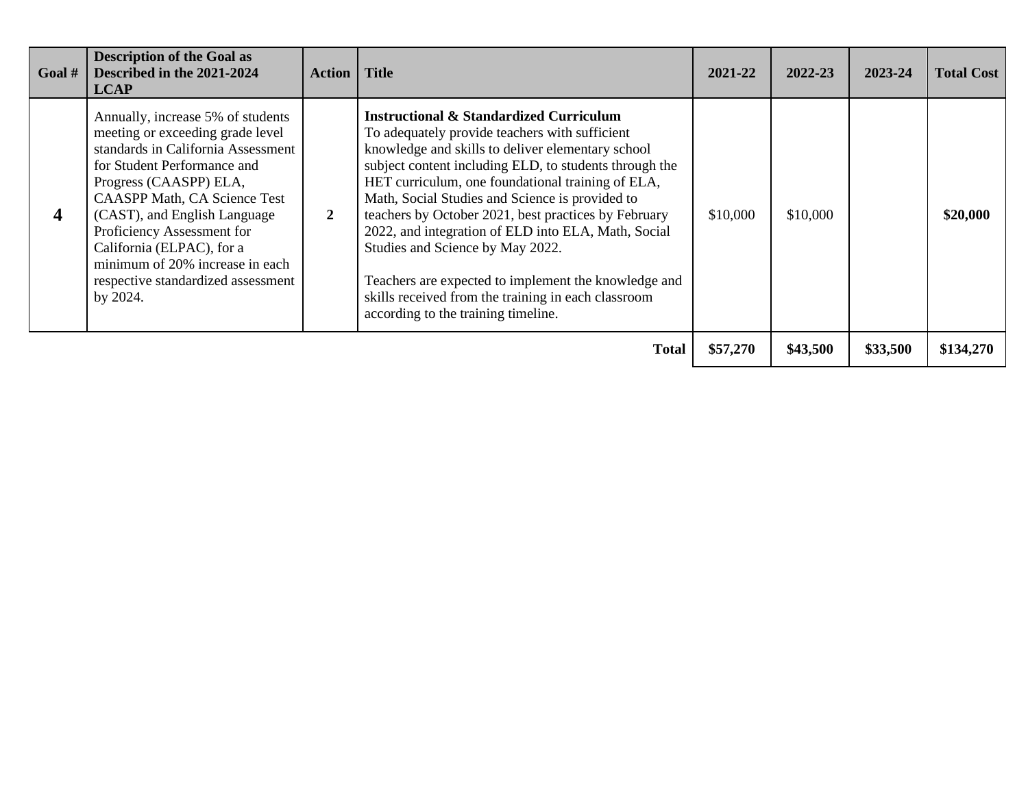| Goal # | Description of the Goal as Described in the 2021-2024 LCAP | Action | Title | 2021-22 | 2022-23 | 2023-24 | Total Cost |
|---|---|---|---|---|---|---|---|
| **4** | Annually, increase 5% of students meeting or exceeding grade level standards in California Assessment for Student Performance and Progress (CAASPP) ELA, CAASPP Math, CA Science Test (CAST), and English Language Proficiency Assessment for California (ELPAC), for a minimum of 20% increase in each respective standardized assessment by 2024. | **2** | **Instructional & Standardized Curriculum** To adequately provide teachers with sufficient knowledge and skills to deliver elementary school subject content including ELD, to students through the HET curriculum, one foundational training of ELA, Math, Social Studies and Science is provided to teachers by October 2021, best practices by February 2022, and integration of ELD into ELA, Math, Social Studies and Science by May 2022. Teachers are expected to implement the knowledge and skills received from the training in each classroom according to the training timeline. | $10,000 | $10,000 | | **$20,000** |
| | | | **Total** | **$57,270** | **$43,500** | **$33,500** | **$134,270** |